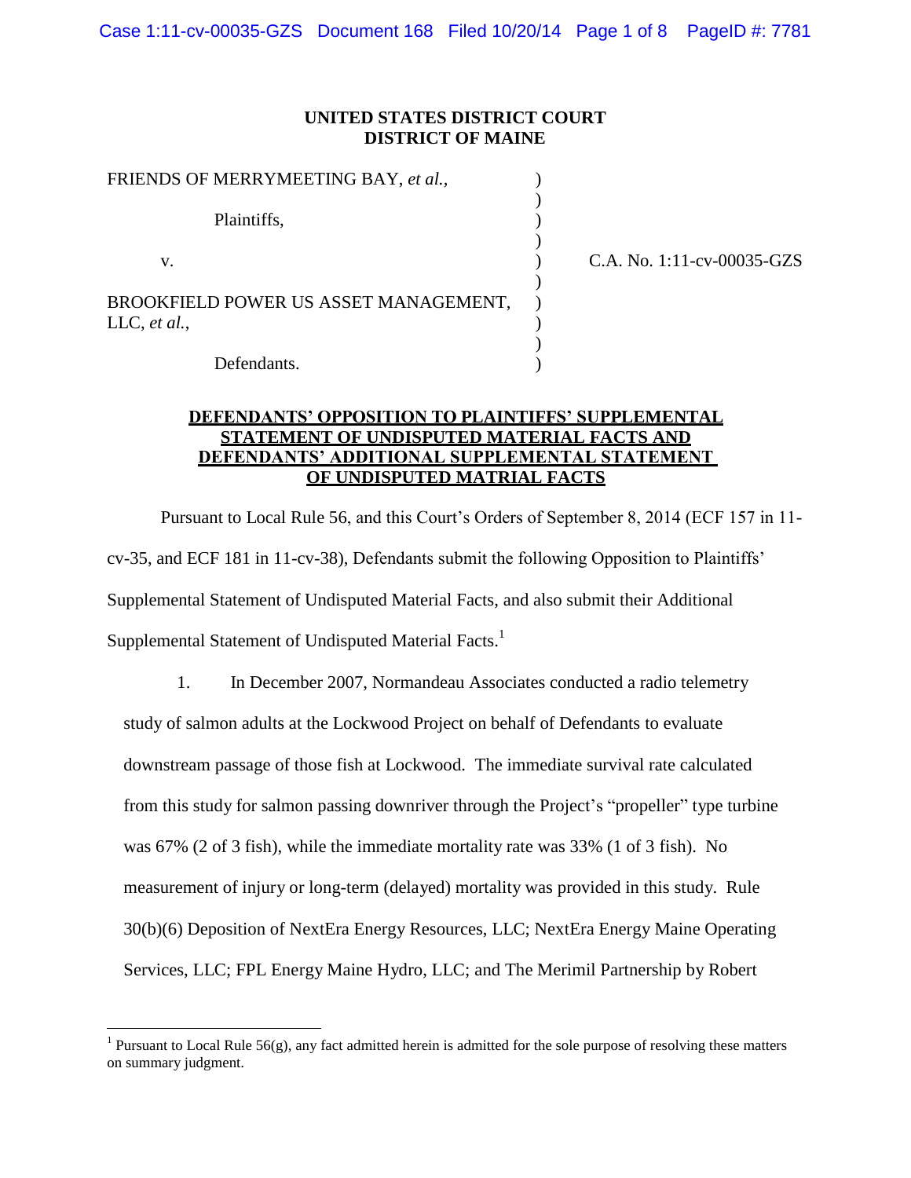**UNITED STATES DISTRICT COURT**
**DISTRICT OF MAINE**

| | | |
|---|---|---|
| FRIENDS OF MERRYMEETING BAY, *et al.*, | ) | |
| | ) | |
| Plaintiffs, | ) | |
| | ) | |
| v. | ) | C.A. No. 1:11-cv-00035-GZS |
| | ) | |
| BROOKFIELD POWER US ASSET MANAGEMENT, LLC, *et al.*, | ) | |
| | ) | |
| Defendants. | ) | |

**DEFENDANTS' OPPOSITION TO PLAINTIFFS' SUPPLEMENTAL STATEMENT OF UNDISPUTED MATERIAL FACTS AND DEFENDANTS' ADDITIONAL SUPPLEMENTAL STATEMENT OF UNDISPUTED MATRIAL FACTS**

Pursuant to Local Rule 56, and this Court's Orders of September 8, 2014 (ECF 157 in 11-cv-35, and ECF 181 in 11-cv-38), Defendants submit the following Opposition to Plaintiffs' Supplemental Statement of Undisputed Material Facts, and also submit their Additional Supplemental Statement of Undisputed Material Facts.[1]

1. In December 2007, Normandeau Associates conducted a radio telemetry study of salmon adults at the Lockwood Project on behalf of Defendants to evaluate downstream passage of those fish at Lockwood. The immediate survival rate calculated from this study for salmon passing downriver through the Project's "propeller" type turbine was 67% (2 of 3 fish), while the immediate mortality rate was 33% (1 of 3 fish). No measurement of injury or long-term (delayed) mortality was provided in this study. Rule 30(b)(6) Deposition of NextEra Energy Resources, LLC; NextEra Energy Maine Operating Services, LLC; FPL Energy Maine Hydro, LLC; and The Merimil Partnership by Robert

---

[1] Pursuant to Local Rule 56(g), any fact admitted herein is admitted for the sole purpose of resolving these matters on summary judgment.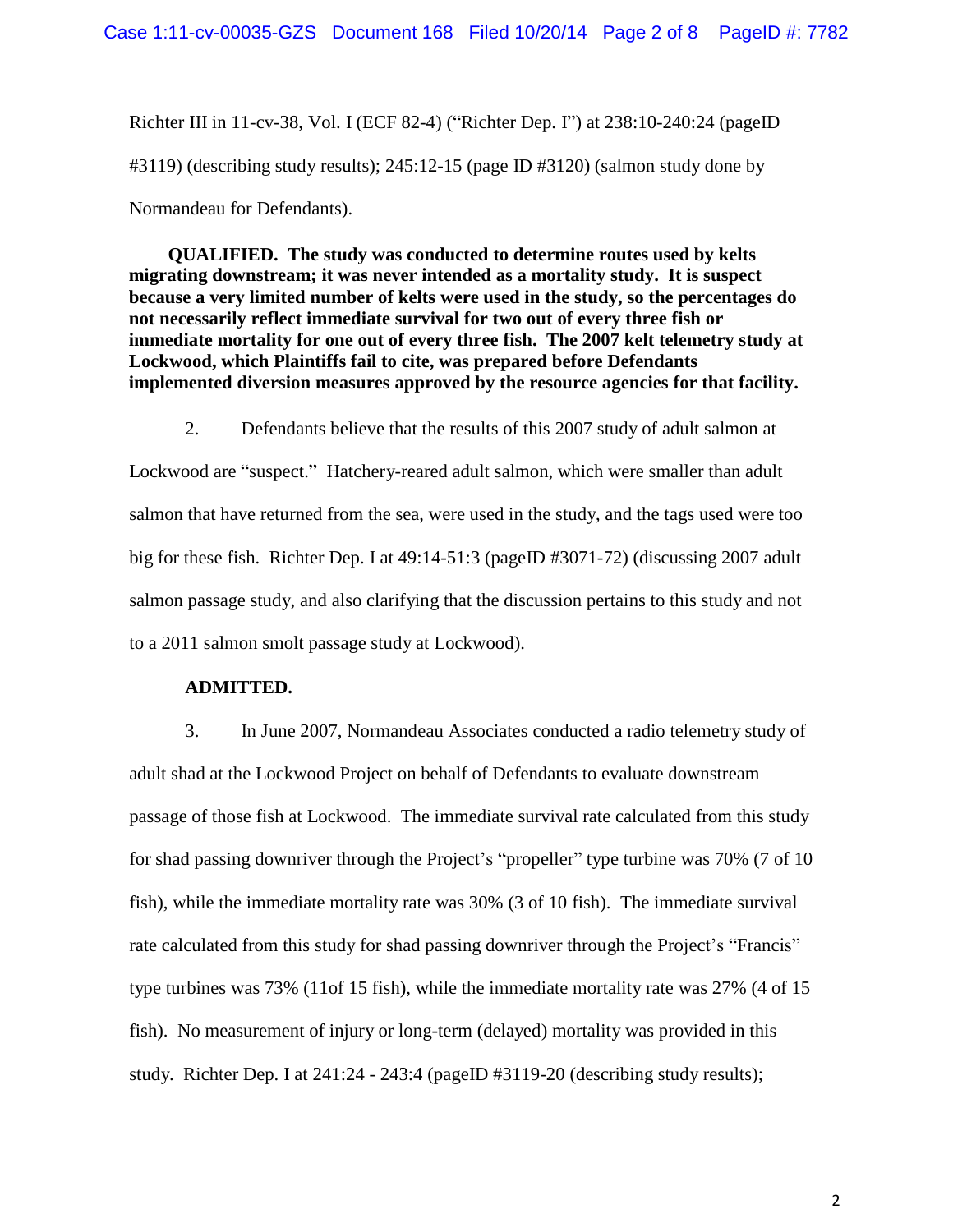Richter III in 11-cv-38, Vol. I (ECF 82-4) ("Richter Dep. I") at 238:10-240:24 (pageID #3119) (describing study results); 245:12-15 (page ID #3120) (salmon study done by Normandeau for Defendants).

**QUALIFIED. The study was conducted to determine routes used by kelts migrating downstream; it was never intended as a mortality study. It is suspect because a very limited number of kelts were used in the study, so the percentages do not necessarily reflect immediate survival for two out of every three fish or immediate mortality for one out of every three fish. The 2007 kelt telemetry study at Lockwood, which Plaintiffs fail to cite, was prepared before Defendants implemented diversion measures approved by the resource agencies for that facility.**

2. Defendants believe that the results of this 2007 study of adult salmon at Lockwood are "suspect." Hatchery-reared adult salmon, which were smaller than adult salmon that have returned from the sea, were used in the study, and the tags used were too big for these fish. Richter Dep. I at 49:14-51:3 (pageID #3071-72) (discussing 2007 adult salmon passage study, and also clarifying that the discussion pertains to this study and not to a 2011 salmon smolt passage study at Lockwood).

**ADMITTED.**

3. In June 2007, Normandeau Associates conducted a radio telemetry study of adult shad at the Lockwood Project on behalf of Defendants to evaluate downstream passage of those fish at Lockwood. The immediate survival rate calculated from this study for shad passing downriver through the Project's "propeller" type turbine was 70% (7 of 10 fish), while the immediate mortality rate was 30% (3 of 10 fish). The immediate survival rate calculated from this study for shad passing downriver through the Project's "Francis" type turbines was 73% (11of 15 fish), while the immediate mortality rate was 27% (4 of 15 fish). No measurement of injury or long-term (delayed) mortality was provided in this study. Richter Dep. I at 241:24 - 243:4 (pageID #3119-20 (describing study results);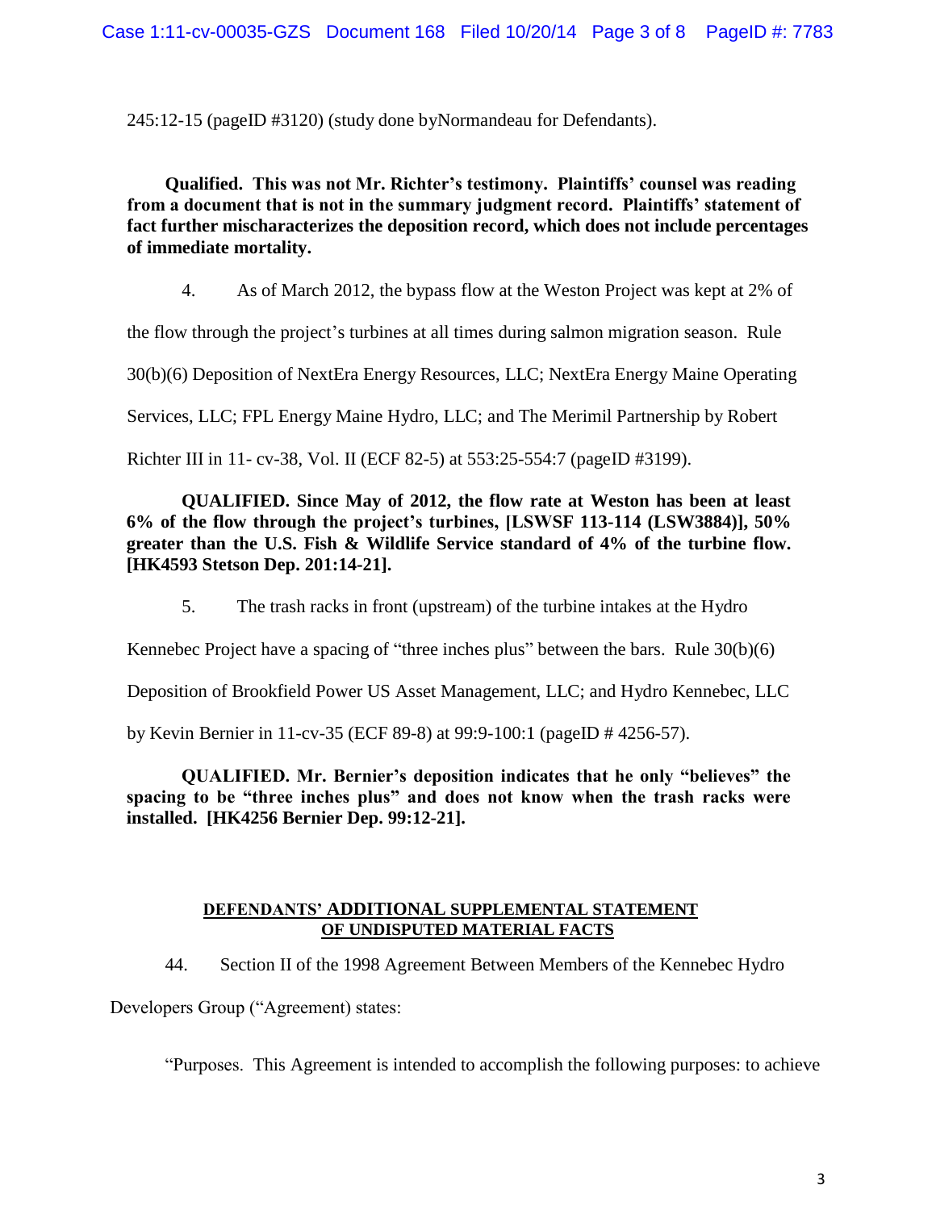245:12-15 (pageID #3120) (study done byNormandeau for Defendants).

**Qualified. This was not Mr. Richter's testimony. Plaintiffs' counsel was reading from a document that is not in the summary judgment record. Plaintiffs' statement of fact further mischaracterizes the deposition record, which does not include percentages of immediate mortality.**

4. As of March 2012, the bypass flow at the Weston Project was kept at 2% of the flow through the project's turbines at all times during salmon migration season. Rule 30(b)(6) Deposition of NextEra Energy Resources, LLC; NextEra Energy Maine Operating Services, LLC; FPL Energy Maine Hydro, LLC; and The Merimil Partnership by Robert Richter III in 11- cv-38, Vol. II (ECF 82-5) at 553:25-554:7 (pageID #3199).

**QUALIFIED. Since May of 2012, the flow rate at Weston has been at least 6% of the flow through the project's turbines, [LSWSF 113-114 (LSW3884)], 50% greater than the U.S. Fish & Wildlife Service standard of 4% of the turbine flow. [HK4593 Stetson Dep. 201:14-21].**

5. The trash racks in front (upstream) of the turbine intakes at the Hydro Kennebec Project have a spacing of "three inches plus" between the bars. Rule 30(b)(6) Deposition of Brookfield Power US Asset Management, LLC; and Hydro Kennebec, LLC by Kevin Bernier in 11-cv-35 (ECF 89-8) at 99:9-100:1 (pageID # 4256-57).

**QUALIFIED. Mr. Bernier's deposition indicates that he only "believes" the spacing to be "three inches plus" and does not know when the trash racks were installed. [HK4256 Bernier Dep. 99:12-21].**

## DEFENDANTS' ADDITIONAL SUPPLEMENTAL STATEMENT OF UNDISPUTED MATERIAL FACTS

44. Section II of the 1998 Agreement Between Members of the Kennebec Hydro Developers Group ("Agreement") states:

"Purposes. This Agreement is intended to accomplish the following purposes: to achieve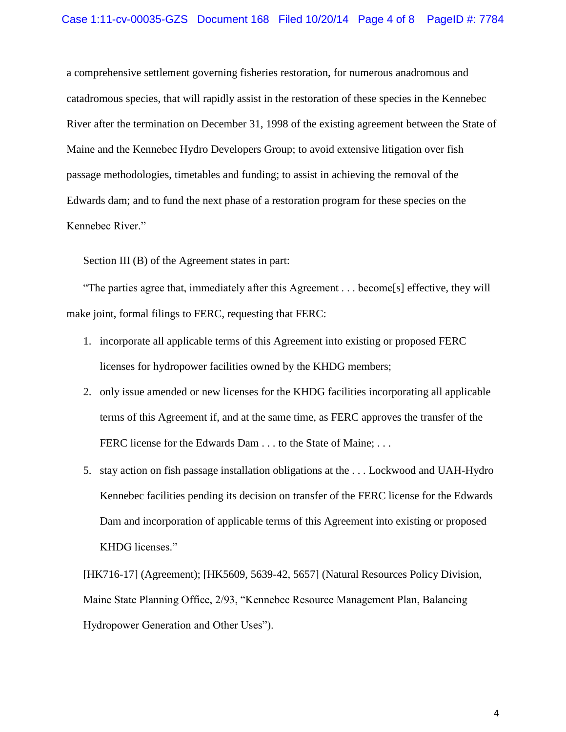a comprehensive settlement governing fisheries restoration, for numerous anadromous and catadromous species, that will rapidly assist in the restoration of these species in the Kennebec River after the termination on December 31, 1998 of the existing agreement between the State of Maine and the Kennebec Hydro Developers Group; to avoid extensive litigation over fish passage methodologies, timetables and funding; to assist in achieving the removal of the Edwards dam; and to fund the next phase of a restoration program for these species on the Kennebec River."

Section III (B) of the Agreement states in part:

"The parties agree that, immediately after this Agreement . . . become[s] effective, they will make joint, formal filings to FERC, requesting that FERC:

1. incorporate all applicable terms of this Agreement into existing or proposed FERC licenses for hydropower facilities owned by the KHDG members;
2. only issue amended or new licenses for the KHDG facilities incorporating all applicable terms of this Agreement if, and at the same time, as FERC approves the transfer of the FERC license for the Edwards Dam . . . to the State of Maine; . . .

5. stay action on fish passage installation obligations at the . . . Lockwood and UAH-Hydro Kennebec facilities pending its decision on transfer of the FERC license for the Edwards Dam and incorporation of applicable terms of this Agreement into existing or proposed KHDG licenses."

[HK716-17] (Agreement); [HK5609, 5639-42, 5657] (Natural Resources Policy Division, Maine State Planning Office, 2/93, "Kennebec Resource Management Plan, Balancing Hydropower Generation and Other Uses").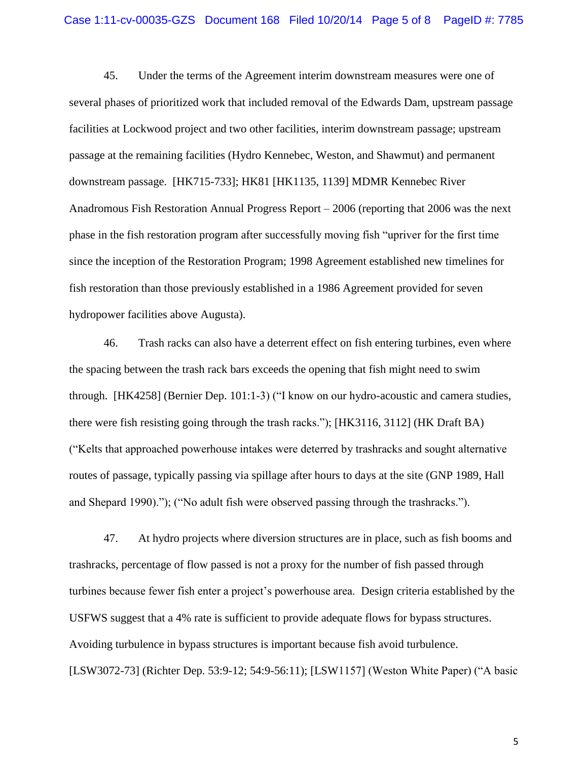45. Under the terms of the Agreement interim downstream measures were one of several phases of prioritized work that included removal of the Edwards Dam, upstream passage facilities at Lockwood project and two other facilities, interim downstream passage; upstream passage at the remaining facilities (Hydro Kennebec, Weston, and Shawmut) and permanent downstream passage. [HK715-733]; HK81 [HK1135, 1139] MDMR Kennebec River Anadromous Fish Restoration Annual Progress Report – 2006 (reporting that 2006 was the next phase in the fish restoration program after successfully moving fish "upriver for the first time since the inception of the Restoration Program; 1998 Agreement established new timelines for fish restoration than those previously established in a 1986 Agreement provided for seven hydropower facilities above Augusta).

46. Trash racks can also have a deterrent effect on fish entering turbines, even where the spacing between the trash rack bars exceeds the opening that fish might need to swim through. [HK4258] (Bernier Dep. 101:1-3) ("I know on our hydro-acoustic and camera studies, there were fish resisting going through the trash racks."); [HK3116, 3112] (HK Draft BA) ("Kelts that approached powerhouse intakes were deterred by trashracks and sought alternative routes of passage, typically passing via spillage after hours to days at the site (GNP 1989, Hall and Shepard 1990)."); ("No adult fish were observed passing through the trashracks.").

47. At hydro projects where diversion structures are in place, such as fish booms and trashracks, percentage of flow passed is not a proxy for the number of fish passed through turbines because fewer fish enter a project's powerhouse area. Design criteria established by the USFWS suggest that a 4% rate is sufficient to provide adequate flows for bypass structures. Avoiding turbulence in bypass structures is important because fish avoid turbulence. [LSW3072-73] (Richter Dep. 53:9-12; 54:9-56:11); [LSW1157] (Weston White Paper) ("A basic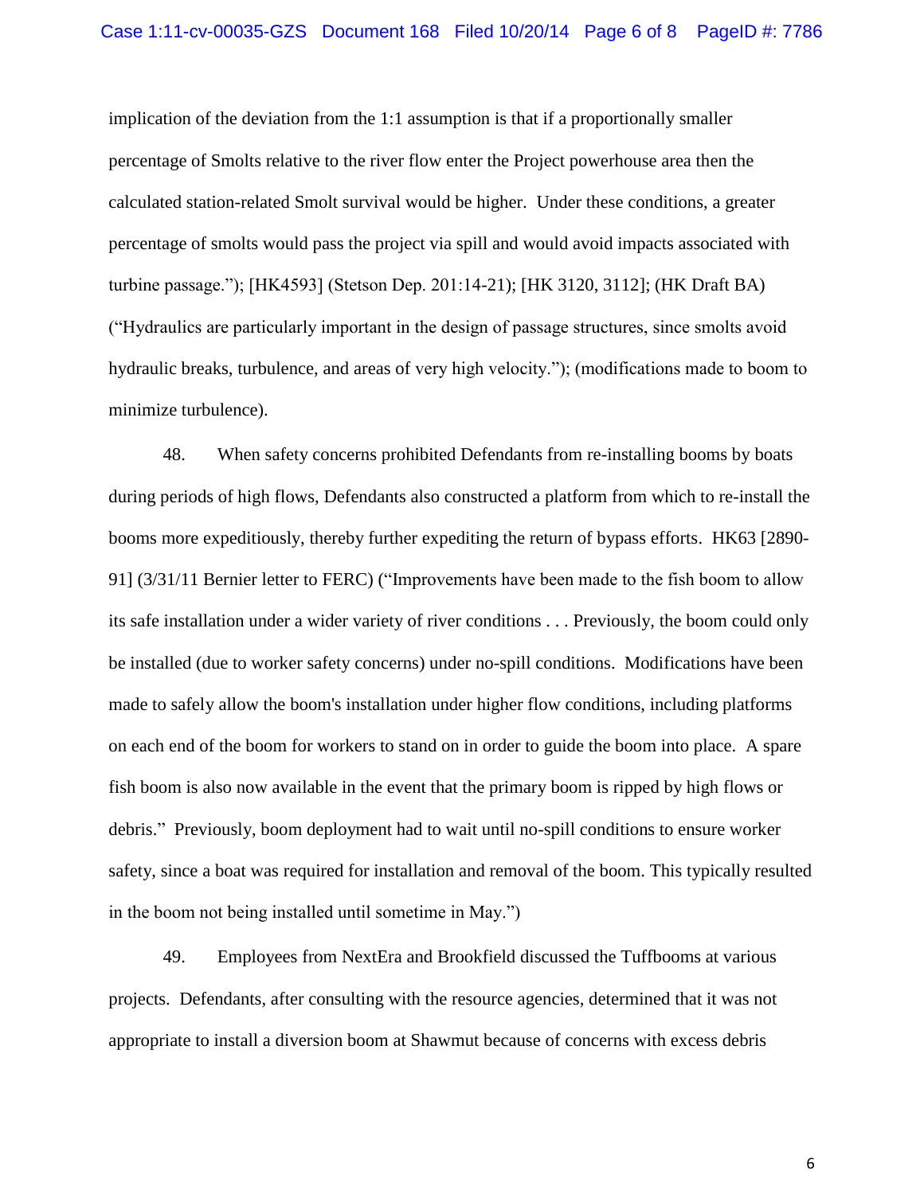implication of the deviation from the 1:1 assumption is that if a proportionally smaller percentage of Smolts relative to the river flow enter the Project powerhouse area then the calculated station-related Smolt survival would be higher. Under these conditions, a greater percentage of smolts would pass the project via spill and would avoid impacts associated with turbine passage."); [HK4593] (Stetson Dep. 201:14-21); [HK 3120, 3112]; (HK Draft BA) ("Hydraulics are particularly important in the design of passage structures, since smolts avoid hydraulic breaks, turbulence, and areas of very high velocity."); (modifications made to boom to minimize turbulence).

48. When safety concerns prohibited Defendants from re-installing booms by boats during periods of high flows, Defendants also constructed a platform from which to re-install the booms more expeditiously, thereby further expediting the return of bypass efforts. HK63 [2890-91] (3/31/11 Bernier letter to FERC) ("Improvements have been made to the fish boom to allow its safe installation under a wider variety of river conditions . . . Previously, the boom could only be installed (due to worker safety concerns) under no-spill conditions. Modifications have been made to safely allow the boom's installation under higher flow conditions, including platforms on each end of the boom for workers to stand on in order to guide the boom into place. A spare fish boom is also now available in the event that the primary boom is ripped by high flows or debris." Previously, boom deployment had to wait until no-spill conditions to ensure worker safety, since a boat was required for installation and removal of the boom. This typically resulted in the boom not being installed until sometime in May.")

49. Employees from NextEra and Brookfield discussed the Tuffbooms at various projects. Defendants, after consulting with the resource agencies, determined that it was not appropriate to install a diversion boom at Shawmut because of concerns with excess debris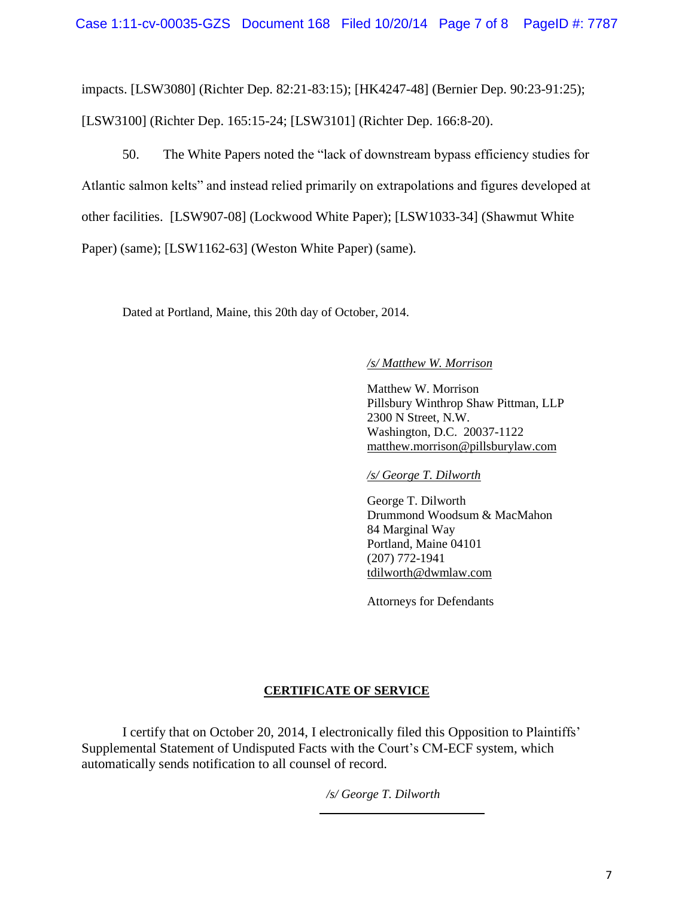impacts. [LSW3080] (Richter Dep. 82:21-83:15); [HK4247-48] (Bernier Dep. 90:23-91:25); [LSW3100] (Richter Dep. 165:15-24; [LSW3101] (Richter Dep. 166:8-20).

50. The White Papers noted the "lack of downstream bypass efficiency studies for Atlantic salmon kelts" and instead relied primarily on extrapolations and figures developed at other facilities. [LSW907-08] (Lockwood White Paper); [LSW1033-34] (Shawmut White Paper) (same); [LSW1162-63] (Weston White Paper) (same).

Dated at Portland, Maine, this 20th day of October, 2014.

*/s/ Matthew W. Morrison*

Matthew W. Morrison
Pillsbury Winthrop Shaw Pittman, LLP
2300 N Street, N.W.
Washington, D.C. 20037-1122
matthew.morrison@pillsburylaw.com

*/s/ George T. Dilworth*

George T. Dilworth
Drummond Woodsum & MacMahon
84 Marginal Way
Portland, Maine 04101
(207) 772-1941
tdilworth@dwmlaw.com

Attorneys for Defendants

**CERTIFICATE OF SERVICE**

I certify that on October 20, 2014, I electronically filed this Opposition to Plaintiffs' Supplemental Statement of Undisputed Facts with the Court's CM-ECF system, which automatically sends notification to all counsel of record.

*/s/ George T. Dilworth*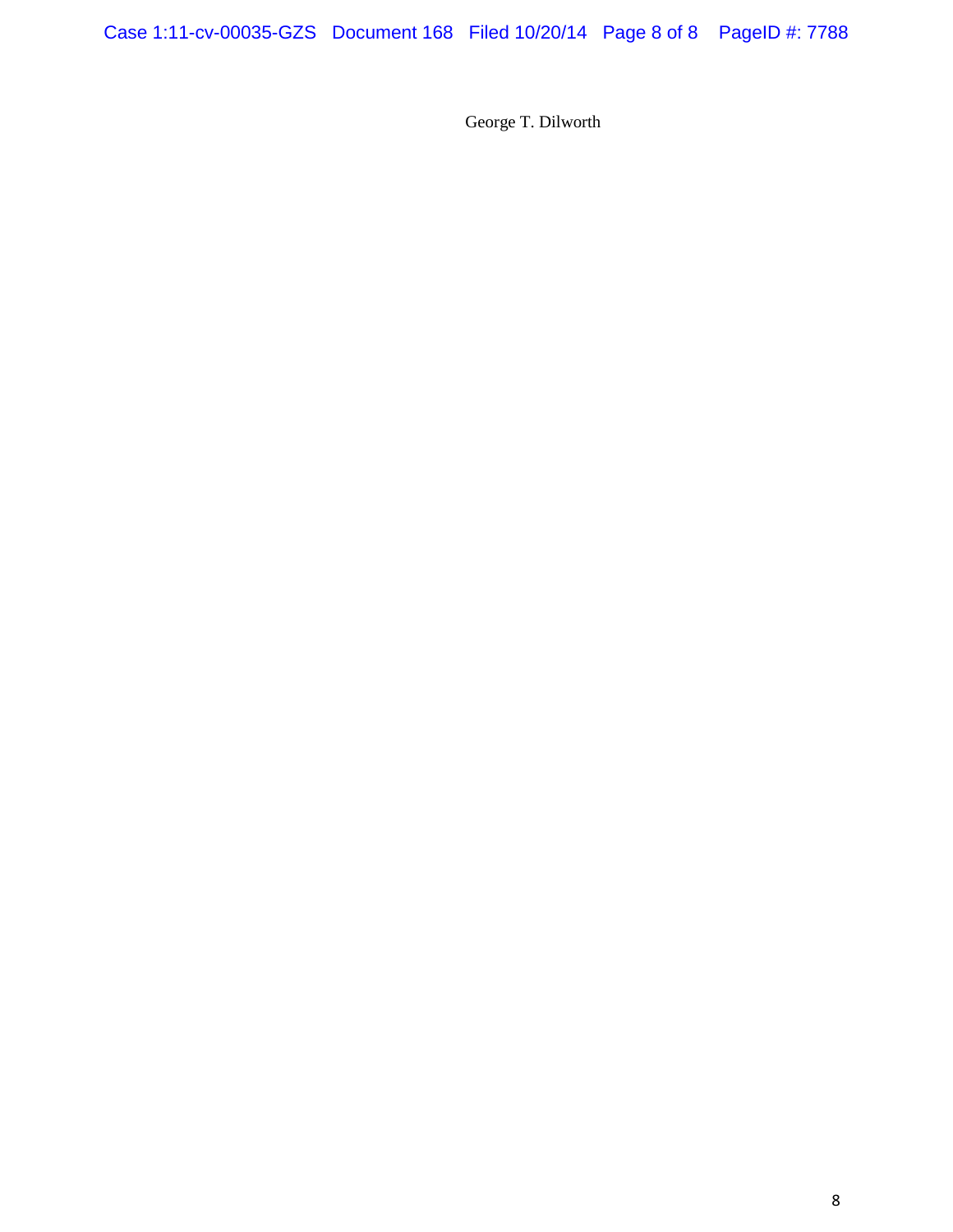George T. Dilworth